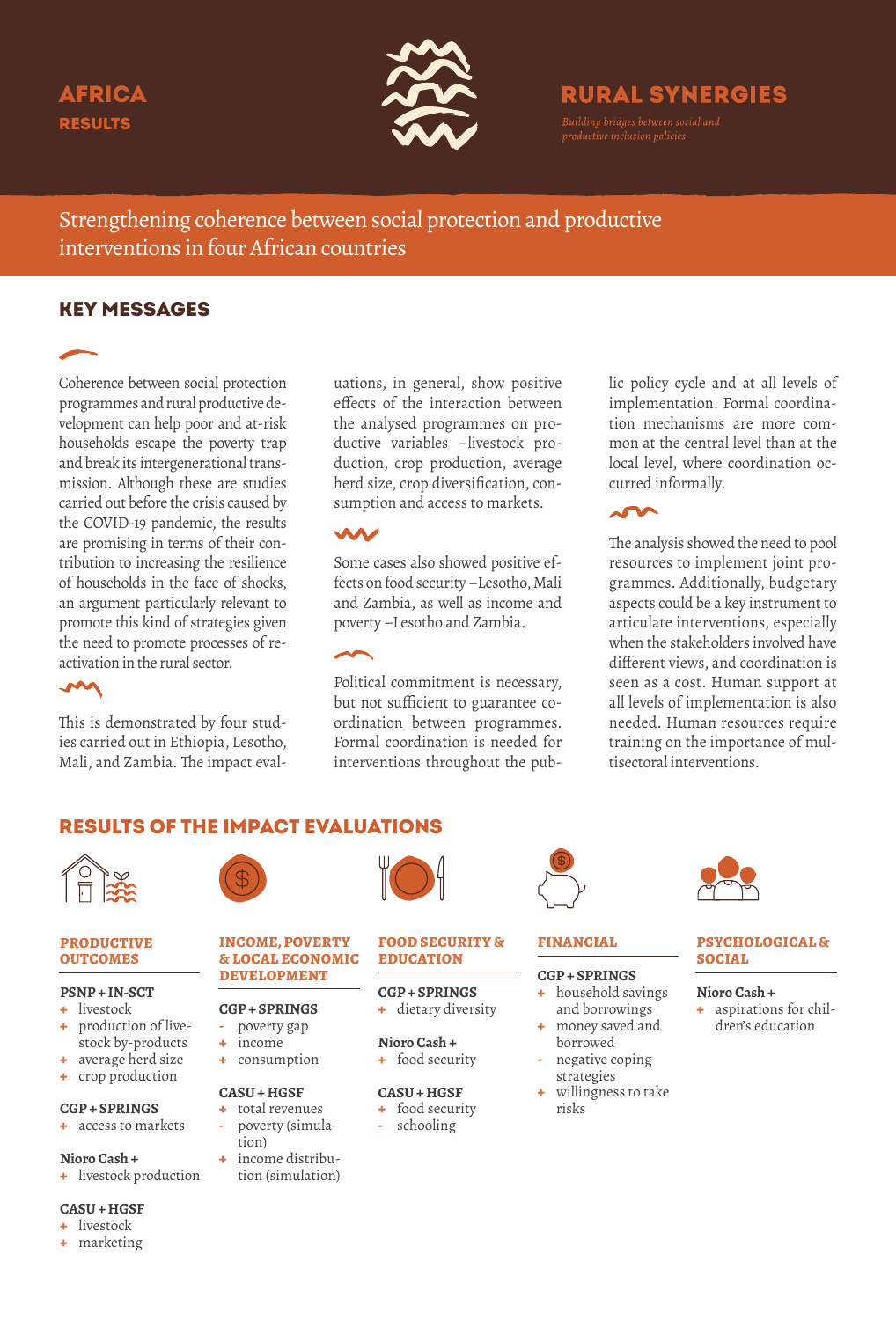AFRICA
RESULTS

# RURAL SYNERGIES

*Building bridges between social and productive inclusion policies*

## Strengthening coherence between social protection and productive interventions in four African countries

## KEY MESSAGES

Coherence between social protection programmes and rural productive development can help poor and at-risk households escape the poverty trap and break its intergenerational transmission. Although these are studies carried out before the crisis caused by the COVID-19 pandemic, the results are promising in terms of their contribution to increasing the resilience of households in the face of shocks, an argument particularly relevant to promote this kind of strategies given the need to promote processes of reactivation in the rural sector.

This is demonstrated by four studies carried out in Ethiopia, Lesotho, Mali, and Zambia. The impact evaluations, in general, show positive effects of the interaction between the analysed programmes on productive variables –livestock production, crop production, average herd size, crop diversification, consumption and access to markets.

Some cases also showed positive effects on food security –Lesotho, Mali and Zambia, as well as income and poverty –Lesotho and Zambia.

Political commitment is necessary, but not sufficient to guarantee coordination between programmes. Formal coordination is needed for interventions throughout the public policy cycle and at all levels of implementation. Formal coordination mechanisms are more common at the central level than at the local level, where coordination occurred informally.

The analysis showed the need to pool resources to implement joint programmes. Additionally, budgetary aspects could be a key instrument to articulate interventions, especially when the stakeholders involved have different views, and coordination is seen as a cost. Human support at all levels of implementation is also needed. Human resources require training on the importance of multisectoral interventions.

## RESULTS OF THE IMPACT EVALUATIONS

### PRODUCTIVE OUTCOMES

**PSNP + IN-SCT**
- \+ livestock
- \+ production of livestock by-products
- \+ average herd size
- \+ crop production

**CGP + SPRINGS**
- \+ access to markets

**Nioro Cash +**
- \+ livestock production

**CASU + HGSF**
- \+ livestock
- \+ marketing

### INCOME, POVERTY & LOCAL ECONOMIC DEVELOPMENT

**CGP + SPRINGS**
- \- poverty gap
- \+ income
- \+ consumption

**CASU + HGSF**
- \+ total revenues
- \- poverty (simulation)
- \+ income distribution (simulation)

### FOOD SECURITY & EDUCATION

**CGP + SPRINGS**
- \+ dietary diversity

**Nioro Cash +**
- \+ food security

**CASU + HGSF**
- \+ food security
- \- schooling

### FINANCIAL

**CGP + SPRINGS**
- \+ household savings and borrowings
- \+ money saved and borrowed
- \- negative coping strategies
- \+ willingness to take risks

### PSYCHOLOGICAL & SOCIAL

**Nioro Cash +**
- \+ aspirations for children's education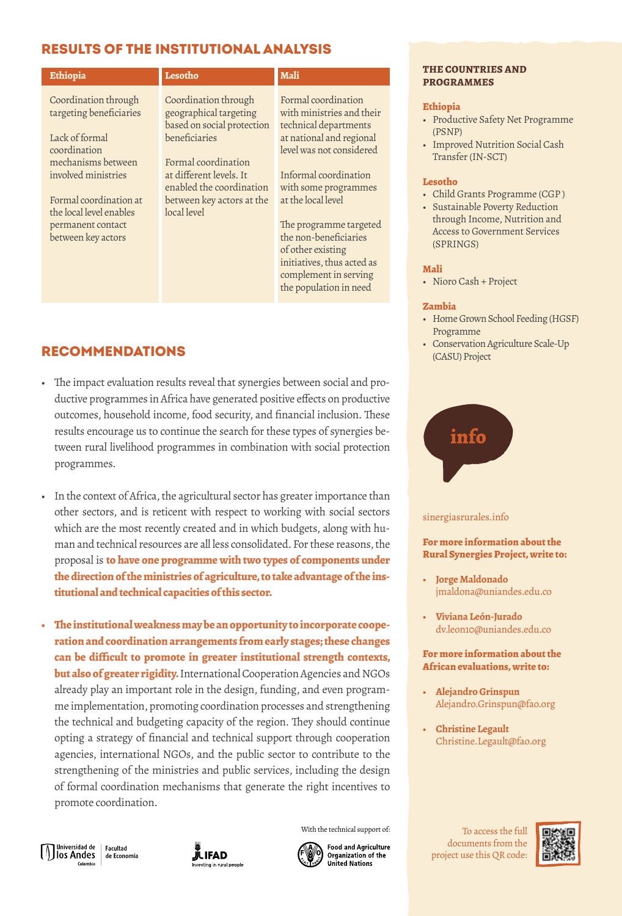## RESULTS OF THE INSTITUTIONAL ANALYSIS

| Ethiopia | Lesotho | Mali |
|---|---|---|
| Coordination through targeting beneficiaries<br><br>Lack of formal coordination mechanisms between involved ministries<br><br>Formal coordination at the local level enables permanent contact between key actors | Coordination through geographical targeting based on social protection beneficiaries<br><br>Formal coordination at different levels. It enabled the coordination between key actors at the local level | Formal coordination with ministries and their technical departments at national and regional level was not considered<br><br>Informal coordination with some programmes at the local level<br><br>The programme targeted the non-beneficiaries of other existing initiatives, thus acted as complement in serving the population in need |

## RECOMMENDATIONS

- The impact evaluation results reveal that synergies between social and productive programmes in Africa have generated positive effects on productive outcomes, household income, food security, and financial inclusion. These results encourage us to continue the search for these types of synergies between rural livelihood programmes in combination with social protection programmes.
- In the context of Africa, the agricultural sector has greater importance than other sectors, and is reticent with respect to working with social sectors which are the most recently created and in which budgets, along with human and technical resources are all less consolidated. For these reasons, the proposal is **to have one programme with two types of components under the direction of the ministries of agriculture, to take advantage of the institutional and technical capacities of this sector.**
- **The institutional weakness may be an opportunity to incorporate cooperation and coordination arrangements from early stages; these changes can be difficult to promote in greater institutional strength contexts, but also of greater rigidity.** International Cooperation Agencies and NGOs already play an important role in the design, funding, and even programme implementation, promoting coordination processes and strengthening the technical and budgeting capacity of the region. They should continue opting a strategy of financial and technical support through cooperation agencies, international NGOs, and the public sector to contribute to the strengthening of the ministries and public services, including the design of formal coordination mechanisms that generate the right incentives to promote coordination.

Universidad de los Andes Colombia | Facultad de Economía

IFAD Investing in rural people

With the technical support of:

Food and Agriculture Organization of the United Nations

### THE COUNTRIES AND PROGRAMMES

**Ethiopia**
- Productive Safety Net Programme (PSNP)
- Improved Nutrition Social Cash Transfer (IN-SCT)

**Lesotho**
- Child Grants Programme (CGP )
- Sustainable Poverty Reduction through Income, Nutrition and Access to Government Services (SPRINGS)

**Mali**
- Nioro Cash + Project

**Zambia**
- Home Grown School Feeding (HGSF) Programme
- Conservation Agriculture Scale-Up (CASU) Project

**info**

sinergiasrurales.info

**For more information about the Rural Synergies Project, write to:**

- **Jorge Maldonado**
  jmaldona@uniandes.edu.co
- **Viviana León-Jurado**
  dv.leon10@uniandes.edu.co

**For more information about the African evaluations, write to:**

- **Alejandro Grinspun**
  Alejandro.Grinspun@fao.org
- **Christine Legault**
  Christine.Legault@fao.org

To access the full documents from the project use this QR code: